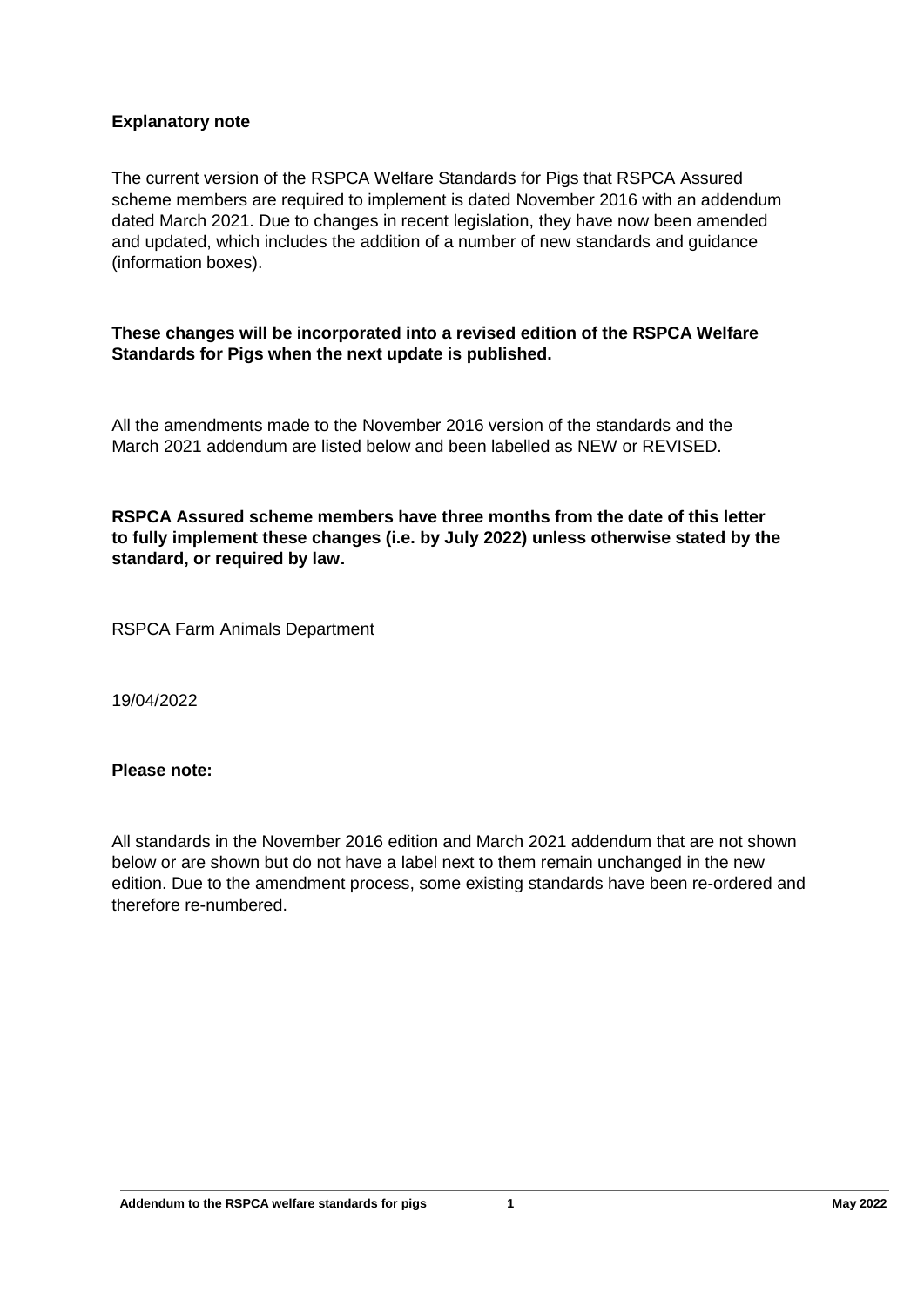**Explanatory note**

The current version of the RSPCA Welfare Standards for Pigs that RSPCA Assured scheme members are required to implement is dated November 2016 with an addendum dated March 2021. Due to changes in recent legislation, they have now been amended and updated, which includes the addition of a number of new standards and guidance (information boxes).

**These changes will be incorporated into a revised edition of the RSPCA Welfare Standards for Pigs when the next update is published.**

All the amendments made to the November 2016 version of the standards and the March 2021 addendum are listed below and been labelled as NEW or REVISED.

**RSPCA Assured scheme members have three months from the date of this letter to fully implement these changes (i.e. by July 2022) unless otherwise stated by the standard, or required by law.**

RSPCA Farm Animals Department

19/04/2022

**Please note:**

All standards in the November 2016 edition and March 2021 addendum that are not shown below or are shown but do not have a label next to them remain unchanged in the new edition. Due to the amendment process, some existing standards have been re-ordered and therefore re-numbered.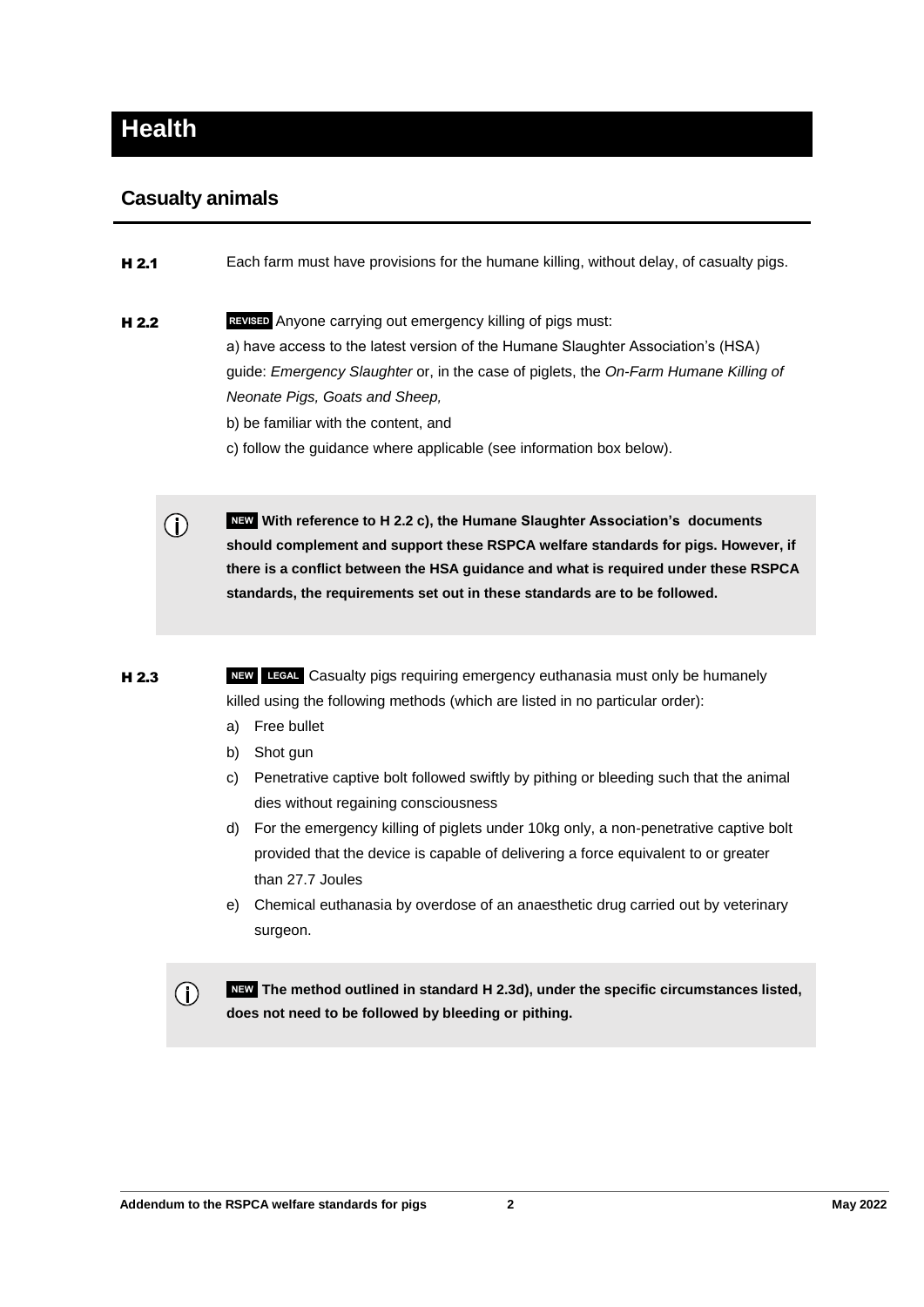# Health

## Casualty animals

**H 2.1** Each farm must have provisions for the humane killing, without delay, of casualty pigs.

**H 2.2** REVISED Anyone carrying out emergency killing of pigs must:

a) have access to the latest version of the Humane Slaughter Association's (HSA) guide: *Emergency Slaughter* or, in the case of piglets, the *On-Farm Humane Killing of Neonate Pigs, Goats and Sheep,*

b) be familiar with the content, and

c) follow the guidance where applicable (see information box below).

> ⓘ **NEW With reference to H 2.2 c), the Humane Slaughter Association's documents should complement and support these RSPCA welfare standards for pigs. However, if there is a conflict between the HSA guidance and what is required under these RSPCA standards, the requirements set out in these standards are to be followed.**

**H 2.3** NEW LEGAL Casualty pigs requiring emergency euthanasia must only be humanely killed using the following methods (which are listed in no particular order):

a) Free bullet

b) Shot gun

c) Penetrative captive bolt followed swiftly by pithing or bleeding such that the animal dies without regaining consciousness

d) For the emergency killing of piglets under 10kg only, a non-penetrative captive bolt provided that the device is capable of delivering a force equivalent to or greater than 27.7 Joules

e) Chemical euthanasia by overdose of an anaesthetic drug carried out by veterinary surgeon.

> ⓘ **NEW The method outlined in standard H 2.3d), under the specific circumstances listed, does not need to be followed by bleeding or pithing.**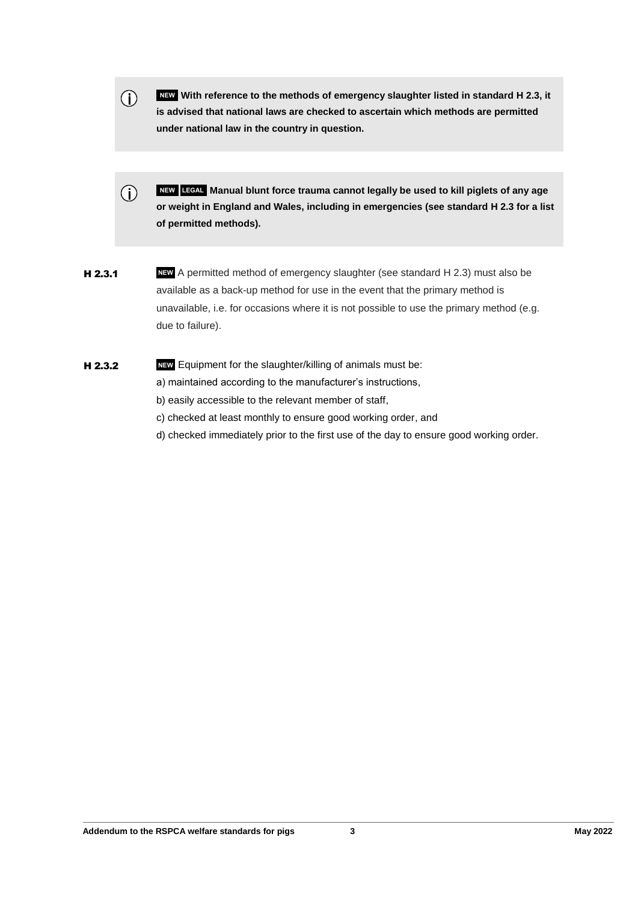ⓘ **NEW With reference to the methods of emergency slaughter listed in standard H 2.3, it is advised that national laws are checked to ascertain which methods are permitted under national law in the country in question.**

ⓘ **NEW LEGAL Manual blunt force trauma cannot legally be used to kill piglets of any age or weight in England and Wales, including in emergencies (see standard H 2.3 for a list of permitted methods).**

**H 2.3.1** NEW A permitted method of emergency slaughter (see standard H 2.3) must also be available as a back-up method for use in the event that the primary method is unavailable, i.e. for occasions where it is not possible to use the primary method (e.g. due to failure).

**H 2.3.2** NEW Equipment for the slaughter/killing of animals must be:

a) maintained according to the manufacturer's instructions,

b) easily accessible to the relevant member of staff,

c) checked at least monthly to ensure good working order, and

d) checked immediately prior to the first use of the day to ensure good working order.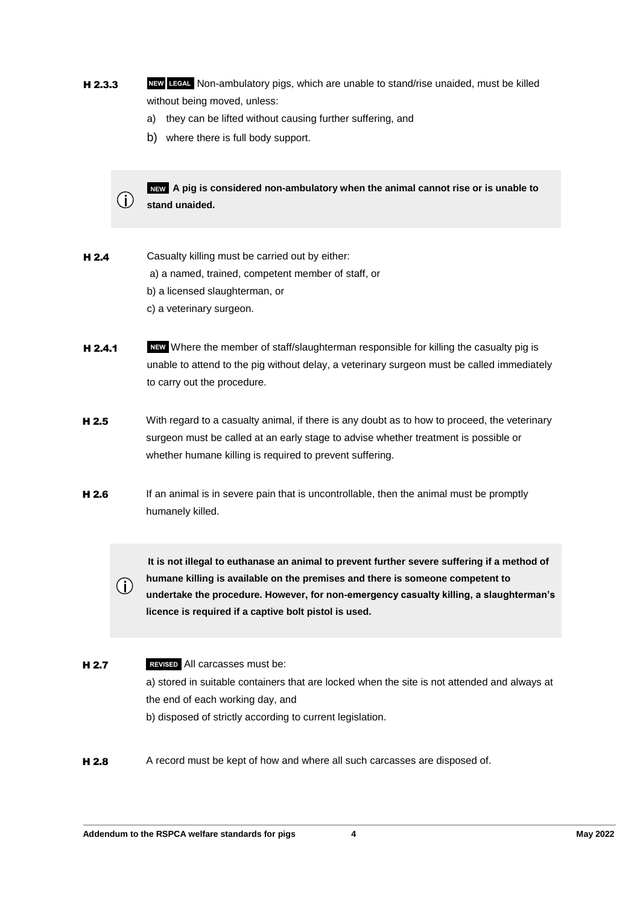**H 2.3.3** **NEW** **LEGAL** Non-ambulatory pigs, which are unable to stand/rise unaided, must be killed without being moved, unless:

a) they can be lifted without causing further suffering, and

b) where there is full body support.

> ⓘ **NEW** **A pig is considered non-ambulatory when the animal cannot rise or is unable to stand unaided.**

**H 2.4** Casualty killing must be carried out by either:

a) a named, trained, competent member of staff, or

b) a licensed slaughterman, or

c) a veterinary surgeon.

**H 2.4.1** **NEW** Where the member of staff/slaughterman responsible for killing the casualty pig is unable to attend to the pig without delay, a veterinary surgeon must be called immediately to carry out the procedure.

**H 2.5** With regard to a casualty animal, if there is any doubt as to how to proceed, the veterinary surgeon must be called at an early stage to advise whether treatment is possible or whether humane killing is required to prevent suffering.

**H 2.6** If an animal is in severe pain that is uncontrollable, then the animal must be promptly humanely killed.

> ⓘ **It is not illegal to euthanase an animal to prevent further severe suffering if a method of humane killing is available on the premises and there is someone competent to undertake the procedure. However, for non-emergency casualty killing, a slaughterman's licence is required if a captive bolt pistol is used.**

**H 2.7** **REVISED** All carcasses must be:

a) stored in suitable containers that are locked when the site is not attended and always at the end of each working day, and

b) disposed of strictly according to current legislation.

**H 2.8** A record must be kept of how and where all such carcasses are disposed of.